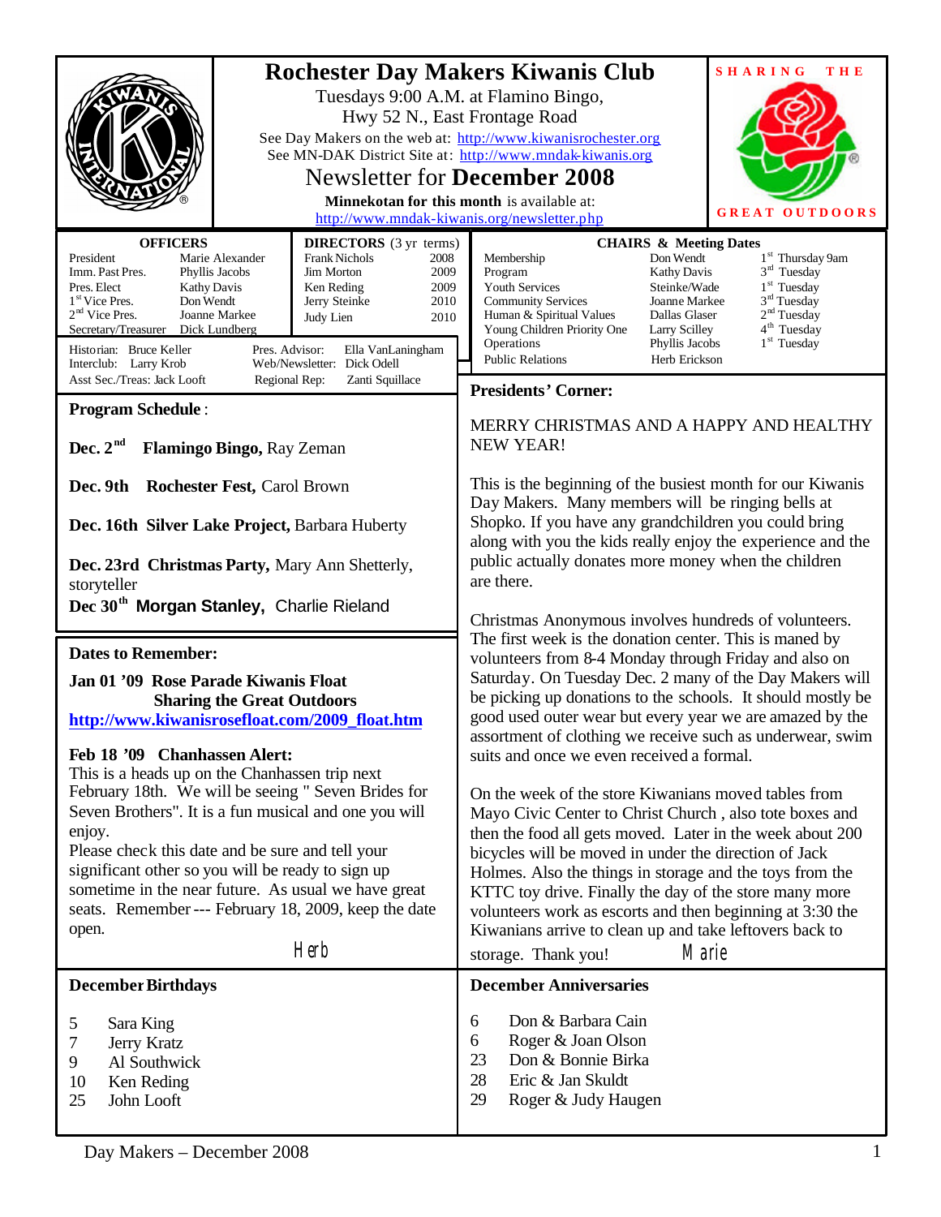# Rochester Day Makers Kiwanis Club

Tuesdays 9:00 A.M. at Flamino Bingo,
Hwy 52 N., East Frontage Road

See Day Makers on the web at: http://www.kiwanisrochester.org
See MN-DAK District Site at: http://www.mndak-kiwanis.org

## Newsletter for December 2008

**Minnekotan for this month** is available at:
http://www.mndak-kiwanis.org/newsletter.php

SHARING THE GREAT OUTDOORS

### OFFICERS

| | |
|---|---|
| President | Marie Alexander |
| Imm. Past Pres. | Phyllis Jacobs |
| Pres. Elect | Kathy Davis |
| 1st Vice Pres. | Don Wendt |
| 2nd Vice Pres. | Joanne Markee |
| Secretary/Treasurer | Dick Lundberg |

### DIRECTORS (3 yr terms)

| | |
|---|---|
| Frank Nichols | 2008 |
| Jim Morton | 2009 |
| Ken Reding | 2009 |
| Jerry Steinke | 2010 |
| Judy Lien | 2010 |

Historian: Bruce Keller
Interclub: Larry Krob
Asst Sec./Treas: Jack Looft
Pres. Advisor: Ella VanLaningham
Web/Newsletter: Dick Odell
Regional Rep: Zanti Squillace

### CHAIRS & Meeting Dates

| | | |
|---|---|---|
| Membership | Don Wendt | 1st Thursday 9am |
| Program | Kathy Davis | 3rd Tuesday |
| Youth Services | Steinke/Wade | 1st Tuesday |
| Community Services | Joanne Markee | 3rd Tuesday |
| Human & Spiritual Values | Dallas Glaser | 2nd Tuesday |
| Young Children Priority One | Larry Scilley | 4th Tuesday |
| Operations | Phyllis Jacobs | 1st Tuesday |
| Public Relations | Herb Erickson | |

### Program Schedule:

**Dec. 2nd Flamingo Bingo,** Ray Zeman

**Dec. 9th Rochester Fest,** Carol Brown

**Dec. 16th Silver Lake Project,** Barbara Huberty

**Dec. 23rd Christmas Party,** Mary Ann Shetterly, storyteller

**Dec 30th Morgan Stanley,** Charlie Rieland

### Dates to Remember:

**Jan 01 '09 Rose Parade Kiwanis Float**
**Sharing the Great Outdoors**
**http://www.kiwanisrosefloat.com/2009_float.htm**

**Feb 18 '09 Chanhassen Alert:**
This is a heads up on the Chanhassen trip next February 18th. We will be seeing " Seven Brides for Seven Brothers". It is a fun musical and one you will enjoy.
Please check this date and be sure and tell your significant other so you will be ready to sign up sometime in the near future. As usual we have great seats. Remember --- February 18, 2009, keep the date open.

Herb

### Presidents' Corner:

MERRY CHRISTMAS AND A HAPPY AND HEALTHY NEW YEAR!

This is the beginning of the busiest month for our Kiwanis Day Makers. Many members will be ringing bells at Shopko. If you have any grandchildren you could bring along with you the kids really enjoy the experience and the public actually donates more money when the children are there.

Christmas Anonymous involves hundreds of volunteers. The first week is the donation center. This is maned by volunteers from 8-4 Monday through Friday and also on Saturday. On Tuesday Dec. 2 many of the Day Makers will be picking up donations to the schools. It should mostly be good used outer wear but every year we are amazed by the assortment of clothing we receive such as underwear, swim suits and once we even received a formal.

On the week of the store Kiwanians moved tables from Mayo Civic Center to Christ Church , also tote boxes and then the food all gets moved. Later in the week about 200 bicycles will be moved in under the direction of Jack Holmes. Also the things in storage and the toys from the KTTC toy drive. Finally the day of the store many more volunteers work as escorts and then beginning at 3:30 the Kiwanians arrive to clean up and take leftovers back to storage. Thank you! Marie

### December Birthdays

| | |
|---|---|
| 5 | Sara King |
| 7 | Jerry Kratz |
| 9 | Al Southwick |
| 10 | Ken Reding |
| 25 | John Looft |

### December Anniversaries

| | |
|---|---|
| 6 | Don & Barbara Cain |
| 6 | Roger & Joan Olson |
| 23 | Don & Bonnie Birka |
| 28 | Eric & Jan Skuldt |
| 29 | Roger & Judy Haugen |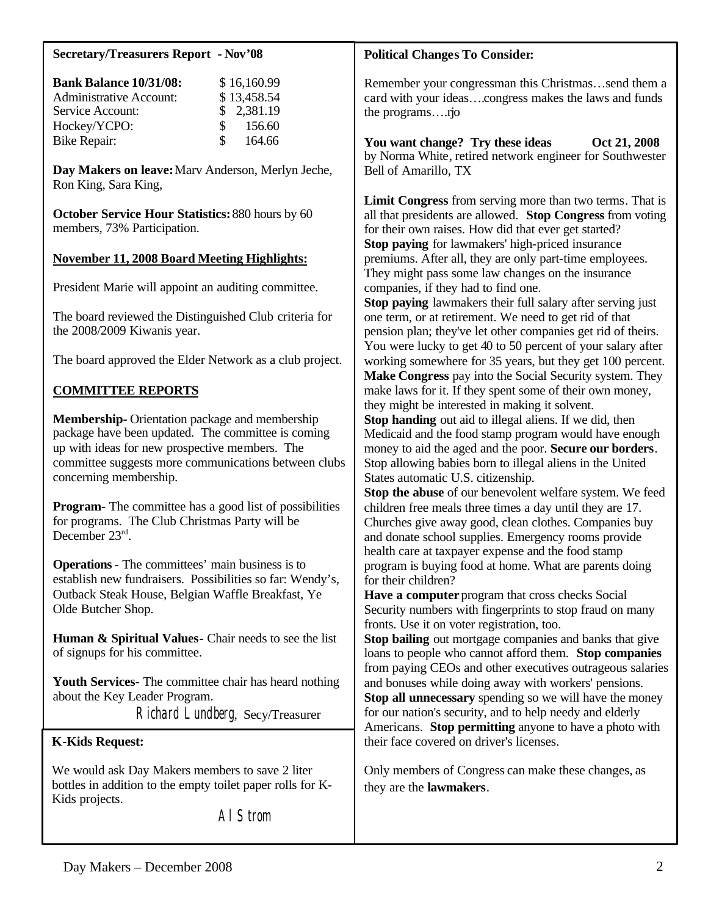## Secretary/Treasurers Report - Nov'08

| **Bank Balance 10/31/08:** | $ 16,160.99 |
| --- | --- |
| Administrative Account: | $ 13,458.54 |
| Service Account: | $ 2,381.19 |
| Hockey/YCPO: | $ 156.60 |
| Bike Repair: | $ 164.66 |

**Day Makers on leave:** Marv Anderson, Merlyn Jeche, Ron King, Sara King,

**October Service Hour Statistics:** 880 hours by 60 members, 73% Participation.

**November 11, 2008 Board Meeting Highlights:**

President Marie will appoint an auditing committee.

The board reviewed the Distinguished Club criteria for the 2008/2009 Kiwanis year.

The board approved the Elder Network as a club project.

**COMMITTEE REPORTS**

**Membership-** Orientation package and membership package have been updated. The committee is coming up with ideas for new prospective members. The committee suggests more communications between clubs concerning membership.

**Program-** The committee has a good list of possibilities for programs. The Club Christmas Party will be December 23rd.

**Operations** - The committees' main business is to establish new fundraisers. Possibilities so far: Wendy's, Outback Steak House, Belgian Waffle Breakfast, Ye Olde Butcher Shop.

**Human & Spiritual Values-** Chair needs to see the list of signups for his committee.

**Youth Services-** The committee chair has heard nothing about the Key Leader Program.

Richard Lundberg, Secy/Treasurer

## K-Kids Request:

We would ask Day Makers members to save 2 liter bottles in addition to the empty toilet paper rolls for K-Kids projects.

Al Strom

## Political Changes To Consider:

Remember your congressman this Christmas…send them a card with your ideas….congress makes the laws and funds the programs….rjo

**You want change? Try these ideas** **Oct 21, 2008**
by Norma White, retired network engineer for Southwester Bell of Amarillo, TX

**Limit Congress** from serving more than two terms. That is all that presidents are allowed. **Stop Congress** from voting for their own raises. How did that ever get started?
**Stop paying** for lawmakers' high-priced insurance premiums. After all, they are only part-time employees. They might pass some law changes on the insurance companies, if they had to find one.
**Stop paying** lawmakers their full salary after serving just one term, or at retirement. We need to get rid of that pension plan; they've let other companies get rid of theirs. You were lucky to get 40 to 50 percent of your salary after working somewhere for 35 years, but they get 100 percent.
**Make Congress** pay into the Social Security system. They make laws for it. If they spent some of their own money, they might be interested in making it solvent.
**Stop handing** out aid to illegal aliens. If we did, then Medicaid and the food stamp program would have enough money to aid the aged and the poor. **Secure our borders**. Stop allowing babies born to illegal aliens in the United States automatic U.S. citizenship.
**Stop the abuse** of our benevolent welfare system. We feed children free meals three times a day until they are 17. Churches give away good, clean clothes. Companies buy and donate school supplies. Emergency rooms provide health care at taxpayer expense and the food stamp program is buying food at home. What are parents doing for their children?
**Have a computer** program that cross checks Social Security numbers with fingerprints to stop fraud on many fronts. Use it on voter registration, too.
**Stop bailing** out mortgage companies and banks that give loans to people who cannot afford them. **Stop companies** from paying CEOs and other executives outrageous salaries and bonuses while doing away with workers' pensions.
**Stop all unnecessary** spending so we will have the money for our nation's security, and to help needy and elderly Americans. **Stop permitting** anyone to have a photo with their face covered on driver's licenses.

Only members of Congress can make these changes, as they are the **lawmakers**.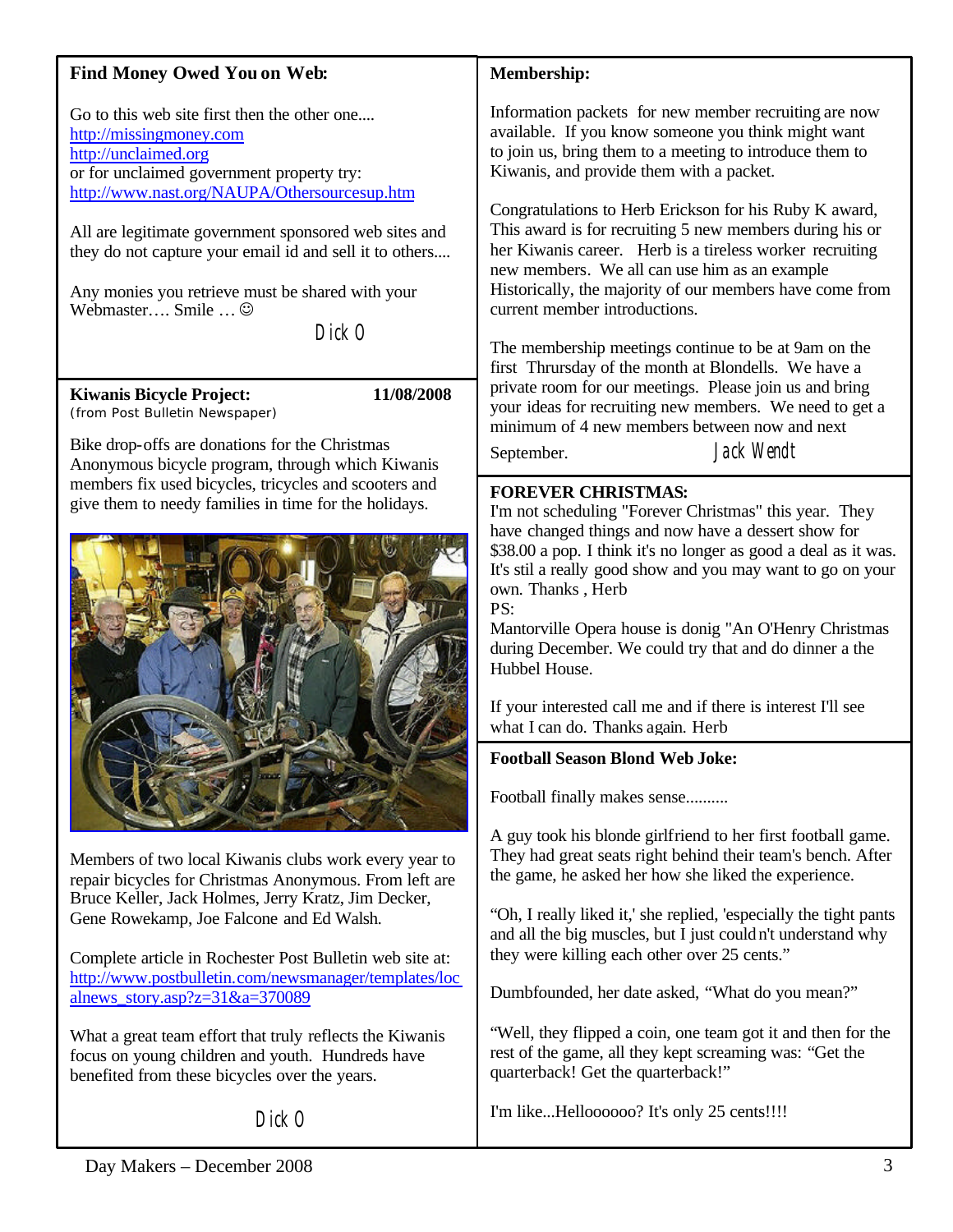## Find Money Owed You on Web:

Go to this web site first then the other one....
http://missingmoney.com
http://unclaimed.org
or for unclaimed government property try:
http://www.nast.org/NAUPA/Othersourcesup.htm

All are legitimate government sponsored web sites and they do not capture your email id and sell it to others....

Any monies you retrieve must be shared with your Webmaster…. Smile … ☺

Dick O

## Kiwanis Bicycle Project: 11/08/2008

(from Post Bulletin Newspaper)

Bike drop-offs are donations for the Christmas Anonymous bicycle program, through which Kiwanis members fix used bicycles, tricycles and scooters and give them to needy families in time for the holidays.

Members of two local Kiwanis clubs work every year to repair bicycles for Christmas Anonymous. From left are Bruce Keller, Jack Holmes, Jerry Kratz, Jim Decker, Gene Rowekamp, Joe Falcone and Ed Walsh.

Complete article in Rochester Post Bulletin web site at:
http://www.postbulletin.com/newsmanager/templates/localnews_story.asp?z=31&a=370089

What a great team effort that truly reflects the Kiwanis focus on young children and youth. Hundreds have benefited from these bicycles over the years.

Dick O

## Membership:

Information packets for new member recruiting are now available. If you know someone you think might want to join us, bring them to a meeting to introduce them to Kiwanis, and provide them with a packet.

Congratulations to Herb Erickson for his Ruby K award, This award is for recruiting 5 new members during his or her Kiwanis career. Herb is a tireless worker recruiting new members. We all can use him as an example Historically, the majority of our members have come from current member introductions.

The membership meetings continue to be at 9am on the first Thursday of the month at Blondells. We have a private room for our meetings. Please join us and bring your ideas for recruiting new members. We need to get a minimum of 4 new members between now and next September.

Jack Wendt

## FOREVER CHRISTMAS:

I'm not scheduling "Forever Christmas" this year. They have changed things and now have a dessert show for $38.00 a pop. I think it's no longer as good a deal as it was. It's stil a really good show and you may want to go on your own. Thanks , Herb
PS:
Mantorville Opera house is donig "An O'Henry Christmas during December. We could try that and do dinner a the Hubbel House.

If your interested call me and if there is interest I'll see what I can do. Thanks again. Herb

## Football Season Blond Web Joke:

Football finally makes sense..........

A guy took his blonde girlfriend to her first football game. They had great seats right behind their team's bench. After the game, he asked her how she liked the experience.

"Oh, I really liked it,' she replied, 'especially the tight pants and all the big muscles, but I just couldn't understand why they were killing each other over 25 cents."

Dumbfounded, her date asked, "What do you mean?"

"Well, they flipped a coin, one team got it and then for the rest of the game, all they kept screaming was: "Get the quarterback! Get the quarterback!"

I'm like...Helloooooo? It's only 25 cents!!!!